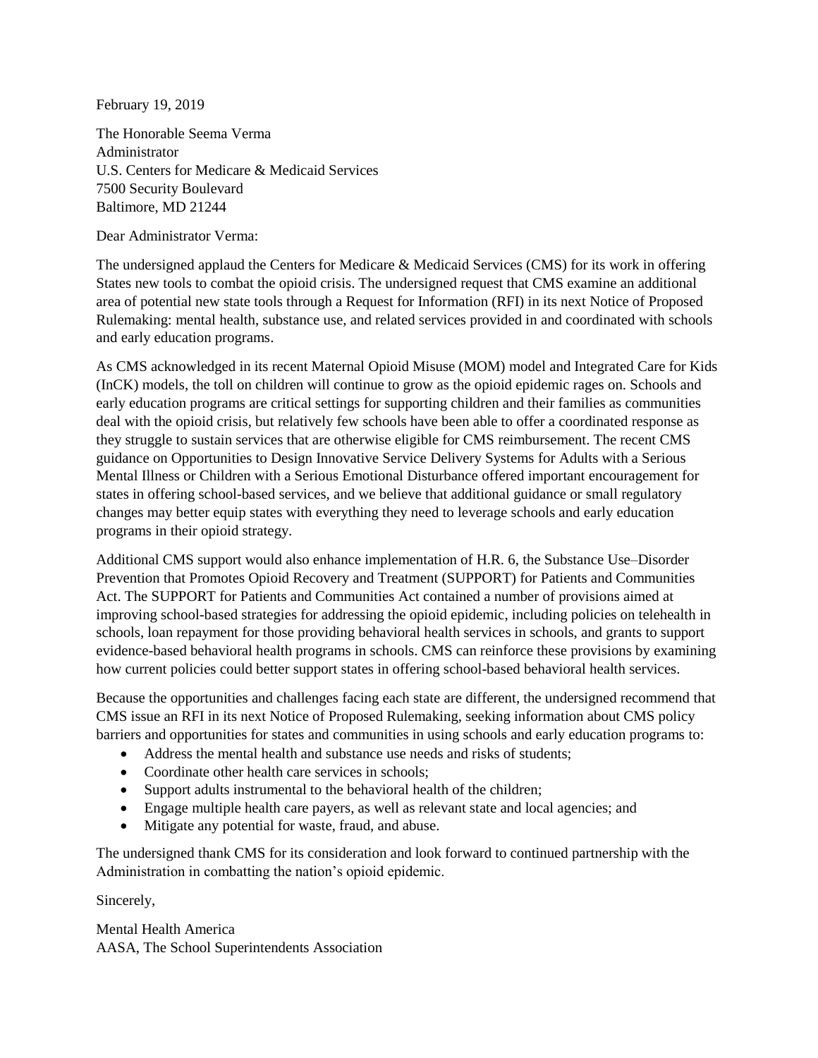February 19, 2019

The Honorable Seema Verma
Administrator
U.S. Centers for Medicare & Medicaid Services
7500 Security Boulevard
Baltimore, MD 21244

Dear Administrator Verma:

The undersigned applaud the Centers for Medicare & Medicaid Services (CMS) for its work in offering States new tools to combat the opioid crisis. The undersigned request that CMS examine an additional area of potential new state tools through a Request for Information (RFI) in its next Notice of Proposed Rulemaking: mental health, substance use, and related services provided in and coordinated with schools and early education programs.

As CMS acknowledged in its recent Maternal Opioid Misuse (MOM) model and Integrated Care for Kids (InCK) models, the toll on children will continue to grow as the opioid epidemic rages on. Schools and early education programs are critical settings for supporting children and their families as communities deal with the opioid crisis, but relatively few schools have been able to offer a coordinated response as they struggle to sustain services that are otherwise eligible for CMS reimbursement. The recent CMS guidance on Opportunities to Design Innovative Service Delivery Systems for Adults with a Serious Mental Illness or Children with a Serious Emotional Disturbance offered important encouragement for states in offering school-based services, and we believe that additional guidance or small regulatory changes may better equip states with everything they need to leverage schools and early education programs in their opioid strategy.

Additional CMS support would also enhance implementation of H.R. 6, the Substance Use–Disorder Prevention that Promotes Opioid Recovery and Treatment (SUPPORT) for Patients and Communities Act. The SUPPORT for Patients and Communities Act contained a number of provisions aimed at improving school-based strategies for addressing the opioid epidemic, including policies on telehealth in schools, loan repayment for those providing behavioral health services in schools, and grants to support evidence-based behavioral health programs in schools. CMS can reinforce these provisions by examining how current policies could better support states in offering school-based behavioral health services.

Because the opportunities and challenges facing each state are different, the undersigned recommend that CMS issue an RFI in its next Notice of Proposed Rulemaking, seeking information about CMS policy barriers and opportunities for states and communities in using schools and early education programs to:

- Address the mental health and substance use needs and risks of students;
- Coordinate other health care services in schools;
- Support adults instrumental to the behavioral health of the children;
- Engage multiple health care payers, as well as relevant state and local agencies; and
- Mitigate any potential for waste, fraud, and abuse.

The undersigned thank CMS for its consideration and look forward to continued partnership with the Administration in combatting the nation's opioid epidemic.

Sincerely,

Mental Health America
AASA, The School Superintendents Association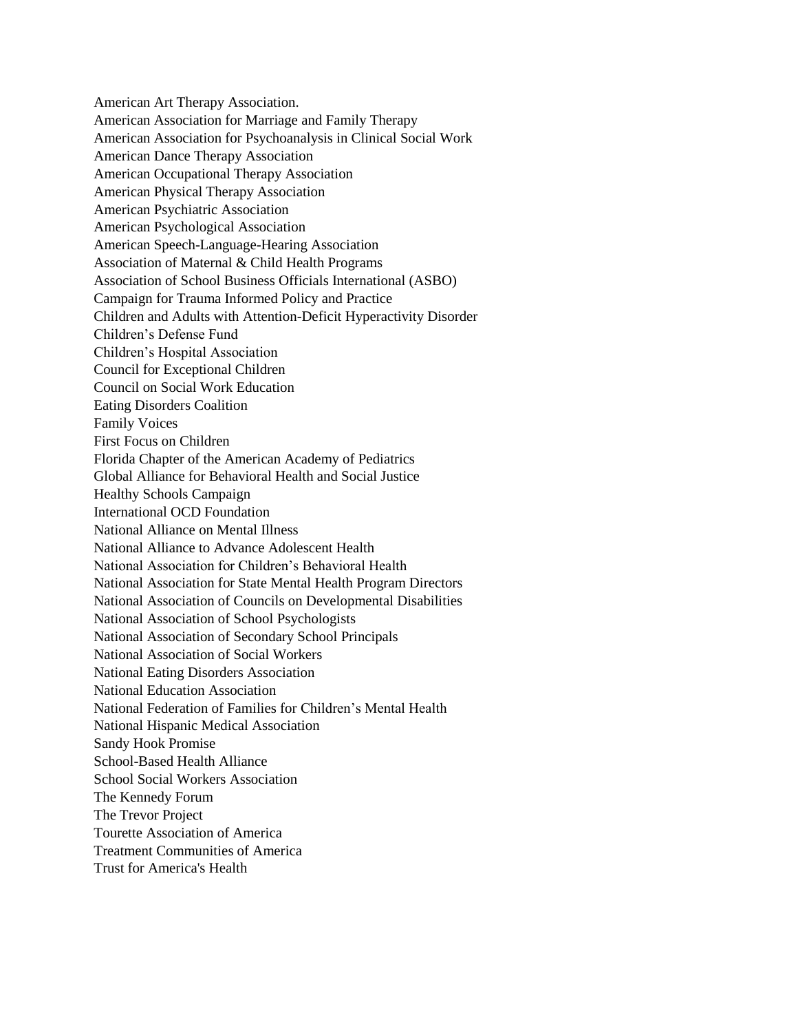American Art Therapy Association.
American Association for Marriage and Family Therapy
American Association for Psychoanalysis in Clinical Social Work
American Dance Therapy Association
American Occupational Therapy Association
American Physical Therapy Association
American Psychiatric Association
American Psychological Association
American Speech-Language-Hearing Association
Association of Maternal & Child Health Programs
Association of School Business Officials International (ASBO)
Campaign for Trauma Informed Policy and Practice
Children and Adults with Attention-Deficit Hyperactivity Disorder
Children's Defense Fund
Children's Hospital Association
Council for Exceptional Children
Council on Social Work Education
Eating Disorders Coalition
Family Voices
First Focus on Children
Florida Chapter of the American Academy of Pediatrics
Global Alliance for Behavioral Health and Social Justice
Healthy Schools Campaign
International OCD Foundation
National Alliance on Mental Illness
National Alliance to Advance Adolescent Health
National Association for Children's Behavioral Health
National Association for State Mental Health Program Directors
National Association of Councils on Developmental Disabilities
National Association of School Psychologists
National Association of Secondary School Principals
National Association of Social Workers
National Eating Disorders Association
National Education Association
National Federation of Families for Children's Mental Health
National Hispanic Medical Association
Sandy Hook Promise
School-Based Health Alliance
School Social Workers Association
The Kennedy Forum
The Trevor Project
Tourette Association of America
Treatment Communities of America
Trust for America's Health